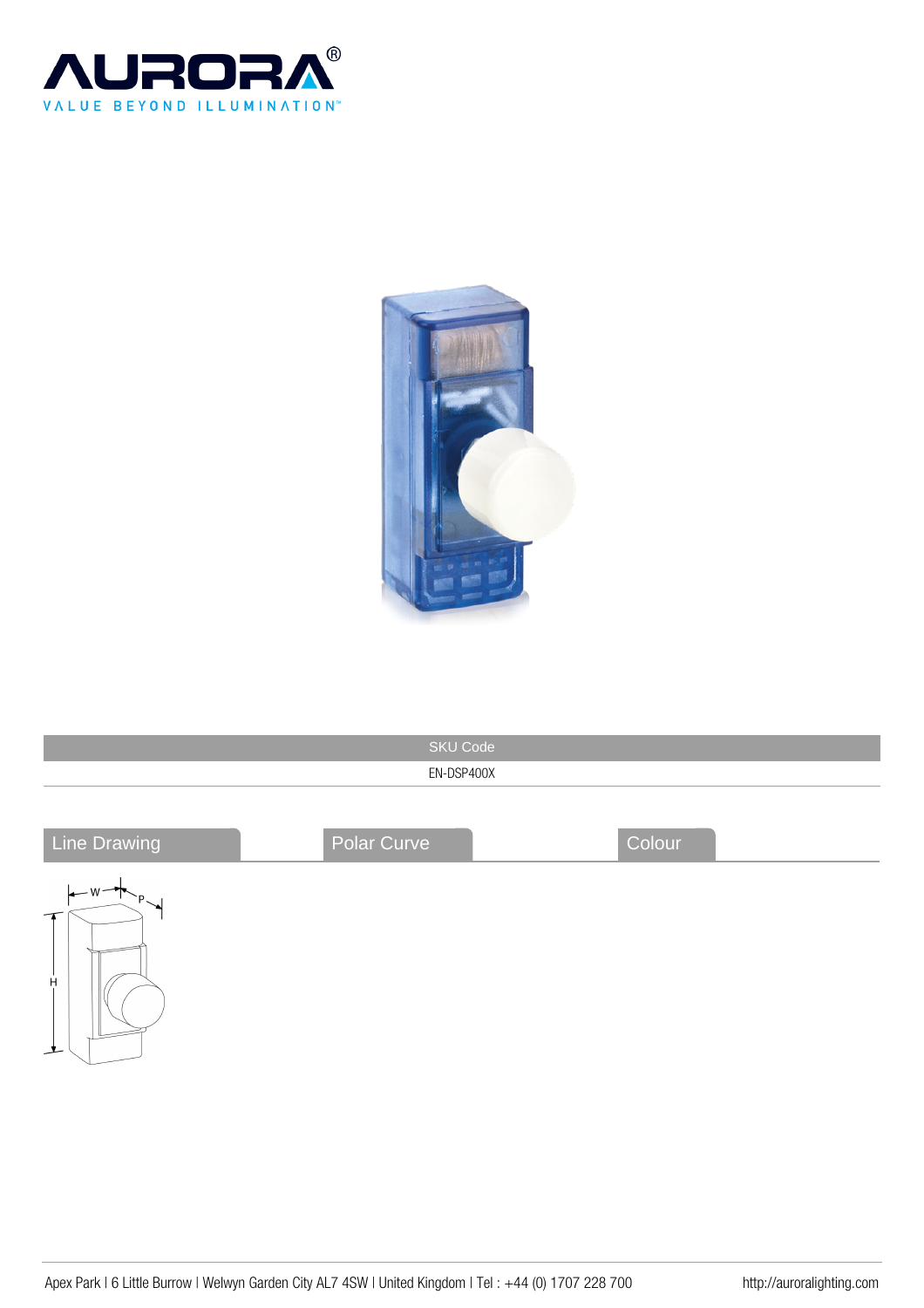AURORA®
VALUE BEYOND ILLUMINATION™

| SKU Code |
| --- |
| EN-DSP400X |

## Line Drawing

W P H

## Polar Curve

## Colour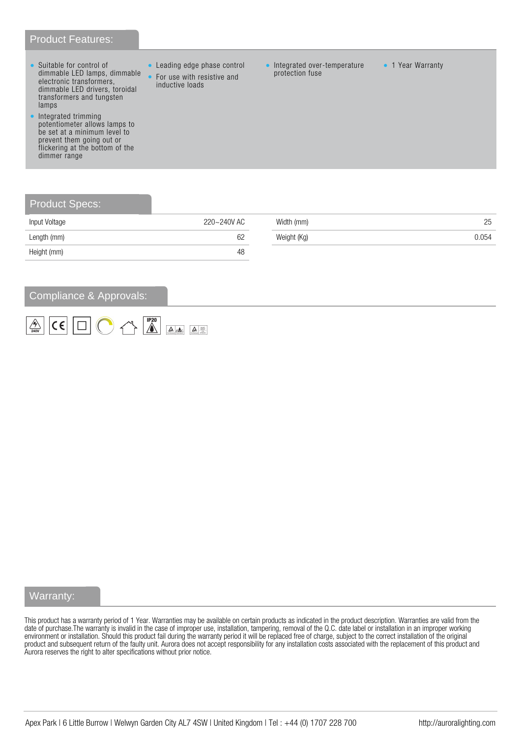## Product Features:

- Suitable for control of dimmable LED lamps, dimmable electronic transformers, dimmable LED drivers, toroidal transformers and tungsten lamps
- Integrated trimming potentiometer allows lamps to be set at a minimum level to prevent them going out or flickering at the bottom of the dimmer range
- Leading edge phase control
- For use with resistive and inductive loads
- Integrated over-temperature protection fuse
- 1 Year Warranty

## Product Specs:

| | | | |
|---|---|---|---|
| Input Voltage | 220~240V AC | Width (mm) | 25 |
| Length (mm) | 62 | Weight (Kg) | 0.054 |
| Height (mm) | 48 | | |

## Compliance & Approvals:

240V

IP20

## Warranty:

This product has a warranty period of 1 Year. Warranties may be available on certain products as indicated in the product description. Warranties are valid from the date of purchase.The warranty is invalid in the case of improper use, installation, tampering, removal of the Q.C. date label or installation in an improper working environment or installation. Should this product fail during the warranty period it will be replaced free of charge, subject to the correct installation of the original product and subsequent return of the faulty unit. Aurora does not accept responsibility for any installation costs associated with the replacement of this product and Aurora reserves the right to alter specifications without prior notice.

Apex Park | 6 Little Burrow | Welwyn Garden City AL7 4SW | United Kingdom | Tel : +44 (0) 1707 228 700 http://auroralighting.com